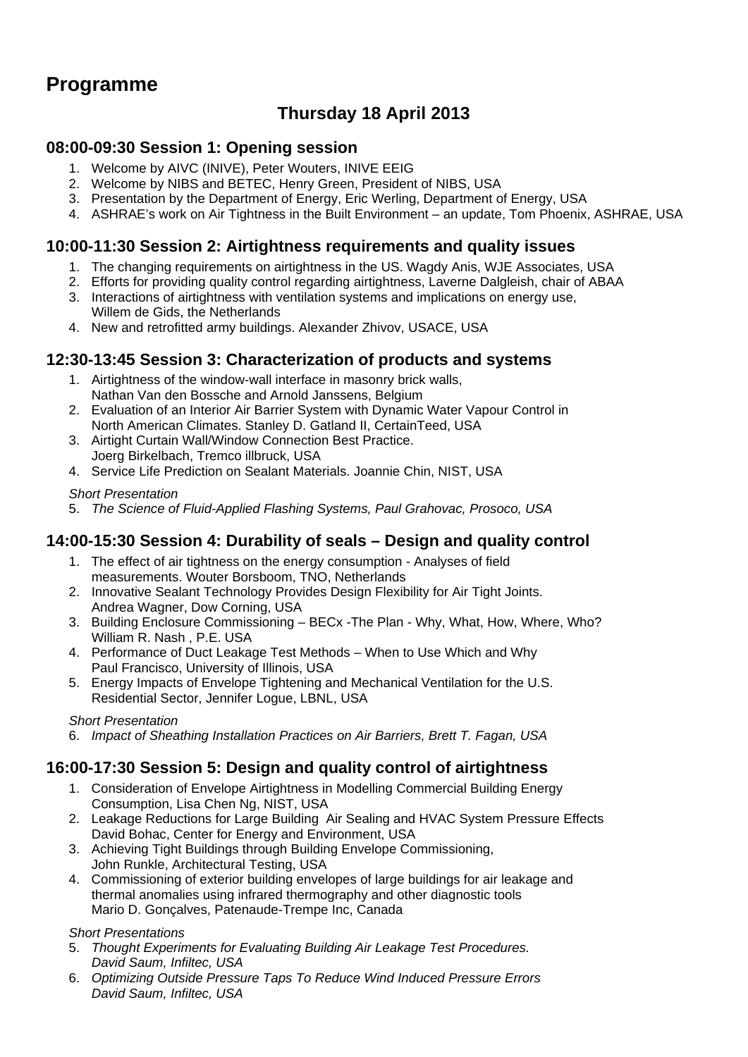# Programme

## Thursday 18 April 2013

### 08:00-09:30 Session 1: Opening session

1. Welcome by AIVC (INIVE), Peter Wouters, INIVE EEIG
2. Welcome by NIBS and BETEC, Henry Green, President of NIBS, USA
3. Presentation by the Department of Energy, Eric Werling, Department of Energy, USA
4. ASHRAE's work on Air Tightness in the Built Environment – an update, Tom Phoenix, ASHRAE, USA

### 10:00-11:30 Session 2: Airtightness requirements and quality issues

1. The changing requirements on airtightness in the US. Wagdy Anis, WJE Associates, USA
2. Efforts for providing quality control regarding airtightness, Laverne Dalgleish, chair of ABAA
3. Interactions of airtightness with ventilation systems and implications on energy use, Willem de Gids, the Netherlands
4. New and retrofitted army buildings. Alexander Zhivov, USACE, USA

### 12:30-13:45 Session 3: Characterization of products and systems

1. Airtightness of the window-wall interface in masonry brick walls, Nathan Van den Bossche and Arnold Janssens, Belgium
2. Evaluation of an Interior Air Barrier System with Dynamic Water Vapour Control in North American Climates. Stanley D. Gatland II, CertainTeed, USA
3. Airtight Curtain Wall/Window Connection Best Practice. Joerg Birkelbach, Tremco illbruck, USA
4. Service Life Prediction on Sealant Materials. Joannie Chin, NIST, USA

*Short Presentation*

5. *The Science of Fluid-Applied Flashing Systems, Paul Grahovac, Prosoco, USA*

### 14:00-15:30 Session 4: Durability of seals – Design and quality control

1. The effect of air tightness on the energy consumption - Analyses of field measurements. Wouter Borsboom, TNO, Netherlands
2. Innovative Sealant Technology Provides Design Flexibility for Air Tight Joints. Andrea Wagner, Dow Corning, USA
3. Building Enclosure Commissioning – BECx -The Plan - Why, What, How, Where, Who? William R. Nash , P.E. USA
4. Performance of Duct Leakage Test Methods – When to Use Which and Why Paul Francisco, University of Illinois, USA
5. Energy Impacts of Envelope Tightening and Mechanical Ventilation for the U.S. Residential Sector, Jennifer Logue, LBNL, USA

*Short Presentation*

6. *Impact of Sheathing Installation Practices on Air Barriers, Brett T. Fagan, USA*

### 16:00-17:30 Session 5: Design and quality control of airtightness

1. Consideration of Envelope Airtightness in Modelling Commercial Building Energy Consumption, Lisa Chen Ng, NIST, USA
2. Leakage Reductions for Large Building Air Sealing and HVAC System Pressure Effects David Bohac, Center for Energy and Environment, USA
3. Achieving Tight Buildings through Building Envelope Commissioning, John Runkle, Architectural Testing, USA
4. Commissioning of exterior building envelopes of large buildings for air leakage and thermal anomalies using infrared thermography and other diagnostic tools Mario D. Gonçalves, Patenaude-Trempe Inc, Canada

*Short Presentations*

5. *Thought Experiments for Evaluating Building Air Leakage Test Procedures. David Saum, Infiltec, USA*
6. *Optimizing Outside Pressure Taps To Reduce Wind Induced Pressure Errors David Saum, Infiltec, USA*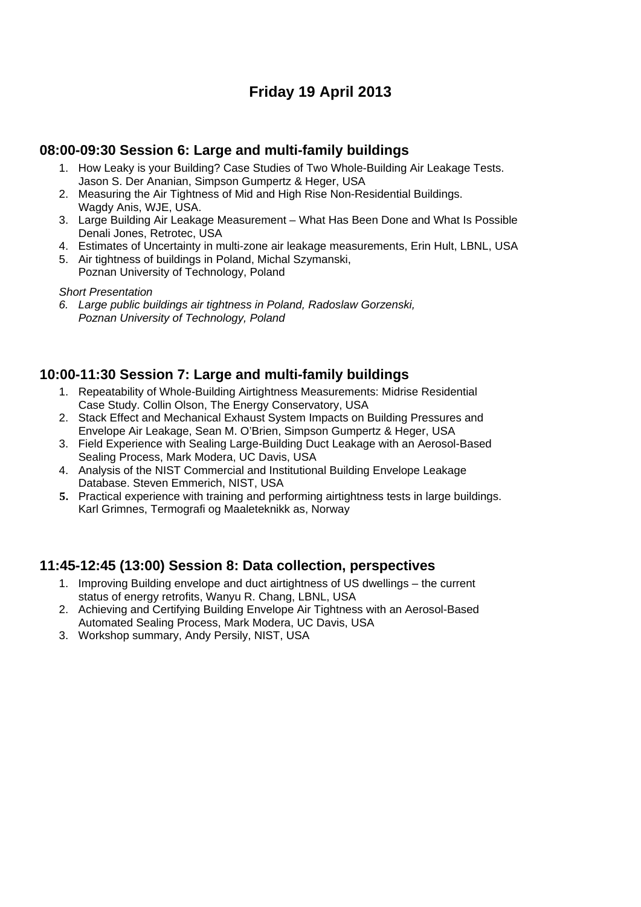# Friday 19 April 2013

## 08:00-09:30 Session 6: Large and multi-family buildings

1. How Leaky is your Building? Case Studies of Two Whole-Building Air Leakage Tests. Jason S. Der Ananian, Simpson Gumpertz & Heger, USA
2. Measuring the Air Tightness of Mid and High Rise Non-Residential Buildings. Wagdy Anis, WJE, USA.
3. Large Building Air Leakage Measurement – What Has Been Done and What Is Possible Denali Jones, Retrotec, USA
4. Estimates of Uncertainty in multi-zone air leakage measurements, Erin Hult, LBNL, USA
5. Air tightness of buildings in Poland, Michal Szymanski, Poznan University of Technology, Poland

*Short Presentation*

6. *Large public buildings air tightness in Poland, Radoslaw Gorzenski, Poznan University of Technology, Poland*

## 10:00-11:30 Session 7: Large and multi-family buildings

1. Repeatability of Whole-Building Airtightness Measurements: Midrise Residential Case Study. Collin Olson, The Energy Conservatory, USA
2. Stack Effect and Mechanical Exhaust System Impacts on Building Pressures and Envelope Air Leakage, Sean M. O'Brien, Simpson Gumpertz & Heger, USA
3. Field Experience with Sealing Large-Building Duct Leakage with an Aerosol-Based Sealing Process, Mark Modera, UC Davis, USA
4. Analysis of the NIST Commercial and Institutional Building Envelope Leakage Database. Steven Emmerich, NIST, USA
5. Practical experience with training and performing airtightness tests in large buildings. Karl Grimnes, Termografi og Maaleteknikk as, Norway

## 11:45-12:45 (13:00) Session 8: Data collection, perspectives

1. Improving Building envelope and duct airtightness of US dwellings – the current status of energy retrofits, Wanyu R. Chang, LBNL, USA
2. Achieving and Certifying Building Envelope Air Tightness with an Aerosol-Based Automated Sealing Process, Mark Modera, UC Davis, USA
3. Workshop summary, Andy Persily, NIST, USA